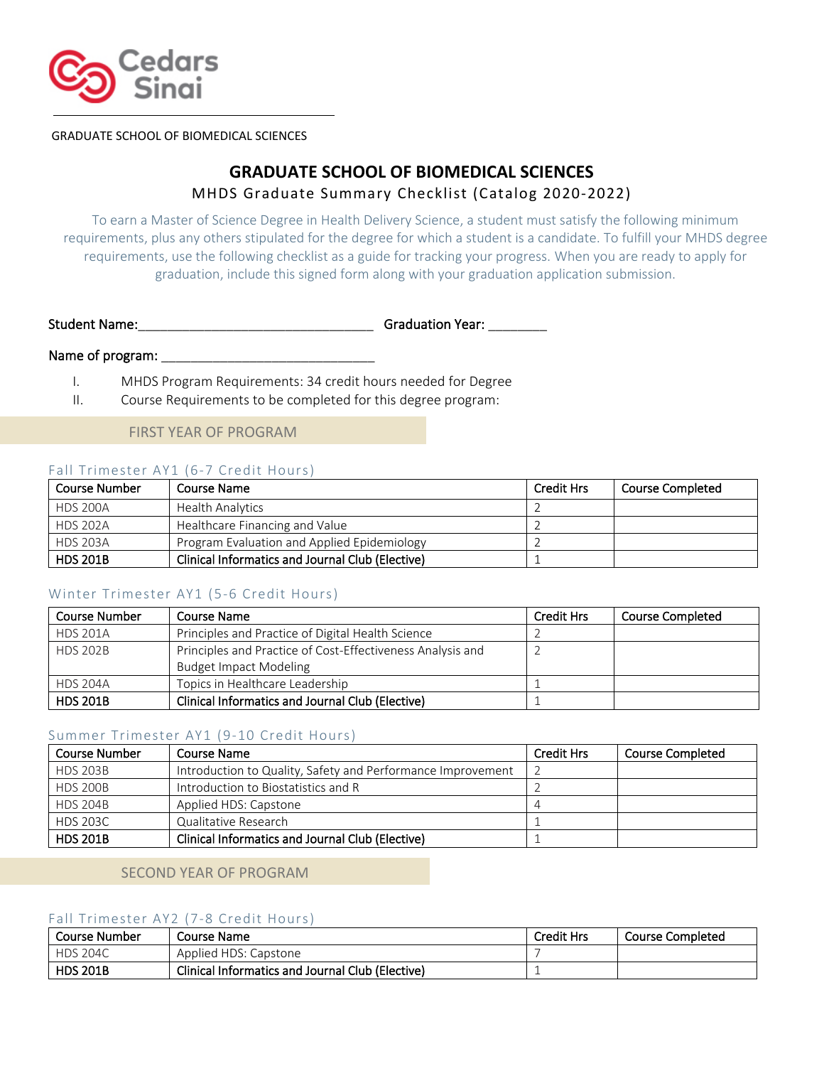GRADUATE SCHOOL OF BIOMEDICAL SCIENCES

# GRADUATE SCHOOL OF BIOMEDICAL SCIENCES

## MHDS Graduate Summary Checklist (Catalog 2020-2022)

To earn a Master of Science Degree in Health Delivery Science, a student must satisfy the following minimum requirements, plus any others stipulated for the degree for which a student is a candidate. To fulfill your MHDS degree requirements, use the following checklist as a guide for tracking your progress. When you are ready to apply for graduation, include this signed form along with your graduation application submission.

Student Name:_______________________________ Graduation Year: ________

Name of program: ____________________________

I. MHDS Program Requirements: 34 credit hours needed for Degree
II. Course Requirements to be completed for this degree program:

## FIRST YEAR OF PROGRAM

### Fall Trimester AY1 (6-7 Credit Hours)

| Course Number | Course Name | Credit Hrs | Course Completed |
|---|---|---|---|
| HDS 200A | Health Analytics | 2 | |
| HDS 202A | Healthcare Financing and Value | 2 | |
| HDS 203A | Program Evaluation and Applied Epidemiology | 2 | |
| **HDS 201B** | **Clinical Informatics and Journal Club (Elective)** | 1 | |

### Winter Trimester AY1 (5-6 Credit Hours)

| Course Number | Course Name | Credit Hrs | Course Completed |
|---|---|---|---|
| HDS 201A | Principles and Practice of Digital Health Science | 2 | |
| HDS 202B | Principles and Practice of Cost-Effectiveness Analysis and Budget Impact Modeling | 2 | |
| HDS 204A | Topics in Healthcare Leadership | 1 | |
| **HDS 201B** | **Clinical Informatics and Journal Club (Elective)** | 1 | |

### Summer Trimester AY1 (9-10 Credit Hours)

| Course Number | Course Name | Credit Hrs | Course Completed |
|---|---|---|---|
| HDS 203B | Introduction to Quality, Safety and Performance Improvement | 2 | |
| HDS 200B | Introduction to Biostatistics and R | 2 | |
| HDS 204B | Applied HDS: Capstone | 4 | |
| HDS 203C | Qualitative Research | 1 | |
| **HDS 201B** | **Clinical Informatics and Journal Club (Elective)** | 1 | |

## SECOND YEAR OF PROGRAM

### Fall Trimester AY2 (7-8 Credit Hours)

| Course Number | Course Name | Credit Hrs | Course Completed |
|---|---|---|---|
| HDS 204C | Applied HDS: Capstone | 7 | |
| **HDS 201B** | **Clinical Informatics and Journal Club (Elective)** | 1 | |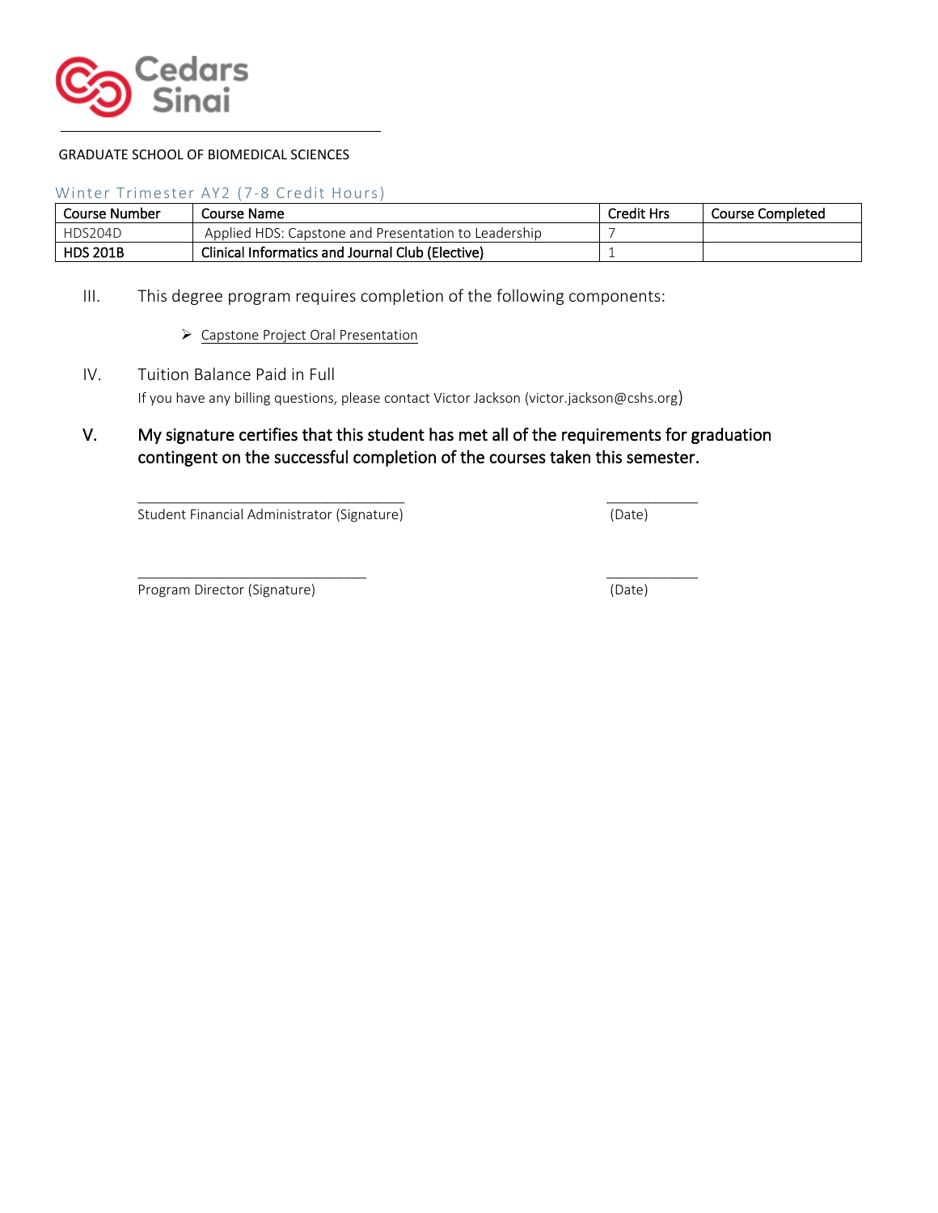GRADUATE SCHOOL OF BIOMEDICAL SCIENCES

### Winter Trimester AY2 (7-8 Credit Hours)

| Course Number | Course Name | Credit Hrs | Course Completed |
|---|---|---|---|
| HDS204D | Applied HDS: Capstone and Presentation to Leadership | 7 | |
| **HDS 201B** | **Clinical Informatics and Journal Club (Elective)** | 1 | |

III. This degree program requires completion of the following components:

- Capstone Project Oral Presentation

IV. Tuition Balance Paid in Full

If you have any billing questions, please contact Victor Jackson (victor.jackson@cshs.org)

**V. My signature certifies that this student has met all of the requirements for graduation contingent on the successful completion of the courses taken this semester.**

___________________________________ ___________

Student Financial Administrator (Signature) (Date)

______________________________ ___________

Program Director (Signature) (Date)